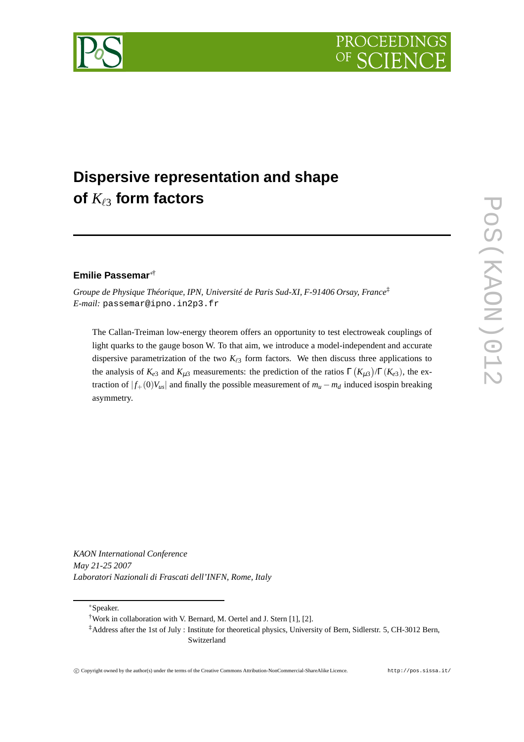# Dispersive representation and shape of $K_{\ell 3}$ form factors

**Emilie Passemar**[*†]

*Groupe de Physique Théorique, IPN, Université de Paris Sud-XI, F-91406 Orsay, France*[‡]
*E-mail:* passemar@ipno.in2p3.fr

The Callan-Treiman low-energy theorem offers an opportunity to test electroweak couplings of light quarks to the gauge boson W. To that aim, we introduce a model-independent and accurate dispersive parametrization of the two $K_{\ell 3}$ form factors. We then discuss three applications to the analysis of $K_{e3}$ and $K_{\mu 3}$ measurements: the prediction of the ratios $\Gamma(K_{\mu 3})/\Gamma(K_{e3})$, the extraction of $|f_+(0)V_{us}|$ and finally the possible measurement of $m_u - m_d$ induced isospin breaking asymmetry.

*KAON International Conference*
*May 21-25 2007*
*Laboratori Nazionali di Frascati dell'INFN, Rome, Italy*

---

[*] Speaker.

[†] Work in collaboration with V. Bernard, M. Oertel and J. Stern [1], [2].

[‡] Address after the 1st of July : Institute for theoretical physics, University of Bern, Sidlerstr. 5, CH-3012 Bern, Switzerland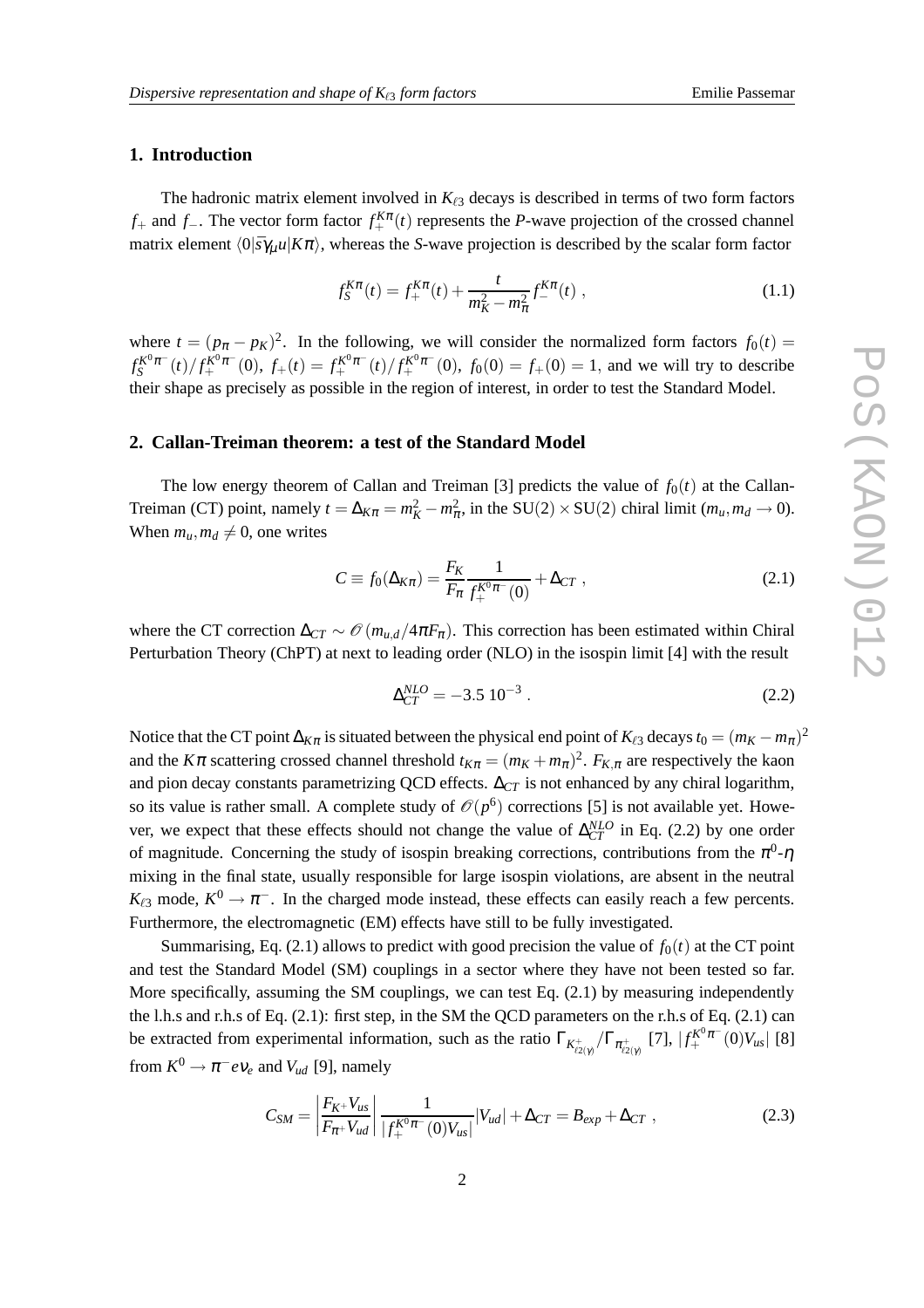## 1. Introduction

The hadronic matrix element involved in $K_{\ell 3}$ decays is described in terms of two form factors $f_+$ and $f_-$. The vector form factor $f_+^{K\pi}(t)$ represents the $P$-wave projection of the crossed channel matrix element $\langle 0|\bar{s}\gamma_\mu u|K\pi\rangle$, whereas the $S$-wave projection is described by the scalar form factor

$$f_S^{K\pi}(t) = f_+^{K\pi}(t) + \frac{t}{m_K^2 - m_\pi^2} f_-^{K\pi}(t) \; , \tag{1.1}$$

where $t = (p_\pi - p_K)^2$. In the following, we will consider the normalized form factors $f_0(t) = f_S^{K^0\pi^-}(t)/f_+^{K^0\pi^-}(0)$, $f_+(t) = f_+^{K^0\pi^-}(t)/f_+^{K^0\pi^-}(0)$, $f_0(0) = f_+(0) = 1$, and we will try to describe their shape as precisely as possible in the region of interest, in order to test the Standard Model.

## 2. Callan-Treiman theorem: a test of the Standard Model

The low energy theorem of Callan and Treiman [3] predicts the value of $f_0(t)$ at the Callan-Treiman (CT) point, namely $t = \Delta_{K\pi} = m_K^2 - m_\pi^2$, in the $SU(2)\times SU(2)$ chiral limit ($m_u, m_d \to 0$). When $m_u, m_d \neq 0$, one writes

$$C \equiv f_0(\Delta_{K\pi}) = \frac{F_K}{F_\pi}\frac{1}{f_+^{K^0\pi^-}(0)} + \Delta_{CT} \; , \tag{2.1}$$

where the CT correction $\Delta_{CT} \sim \mathcal{O}(m_{u,d}/4\pi F_\pi)$. This correction has been estimated within Chiral Perturbation Theory (ChPT) at next to leading order (NLO) in the isospin limit [4] with the result

$$\Delta_{CT}^{NLO} = -3.5\; 10^{-3} \; . \tag{2.2}$$

Notice that the CT point $\Delta_{K\pi}$ is situated between the physical end point of $K_{\ell 3}$ decays $t_0 = (m_K - m_\pi)^2$ and the $K\pi$ scattering crossed channel threshold $t_{K\pi} = (m_K + m_\pi)^2$. $F_{K,\pi}$ are respectively the kaon and pion decay constants parametrizing QCD effects. $\Delta_{CT}$ is not enhanced by any chiral logarithm, so its value is rather small. A complete study of $\mathcal{O}(p^6)$ corrections [5] is not available yet. However, we expect that these effects should not change the value of $\Delta_{CT}^{NLO}$ in Eq. (2.2) by one order of magnitude. Concerning the study of isospin breaking corrections, contributions from the $\pi^0$-$\eta$ mixing in the final state, usually responsible for large isospin violations, are absent in the neutral $K_{\ell 3}$ mode, $K^0 \to \pi^-$. In the charged mode instead, these effects can easily reach a few percents. Furthermore, the electromagnetic (EM) effects have still to be fully investigated.

Summarising, Eq. (2.1) allows to predict with good precision the value of $f_0(t)$ at the CT point and test the Standard Model (SM) couplings in a sector where they have not been tested so far. More specifically, assuming the SM couplings, we can test Eq. (2.1) by measuring independently the l.h.s and r.h.s of Eq. (2.1): first step, in the SM the QCD parameters on the r.h.s of Eq. (2.1) can be extracted from experimental information, such as the ratio $\Gamma_{K^+_{\ell 2(\gamma)}}/\Gamma_{\pi^+_{\ell 2(\gamma)}}$ [7], $|f_+^{K^0\pi^-}(0)V_{us}|$ [8] from $K^0 \to \pi^- e\nu_e$ and $V_{ud}$ [9], namely

$$C_{SM} = \left|\frac{F_{K^+}V_{us}}{F_{\pi^+}V_{ud}}\right| \frac{1}{|f_+^{K^0\pi^-}(0)V_{us}|}|V_{ud}| + \Delta_{CT} = B_{exp} + \Delta_{CT} \; , \tag{2.3}$$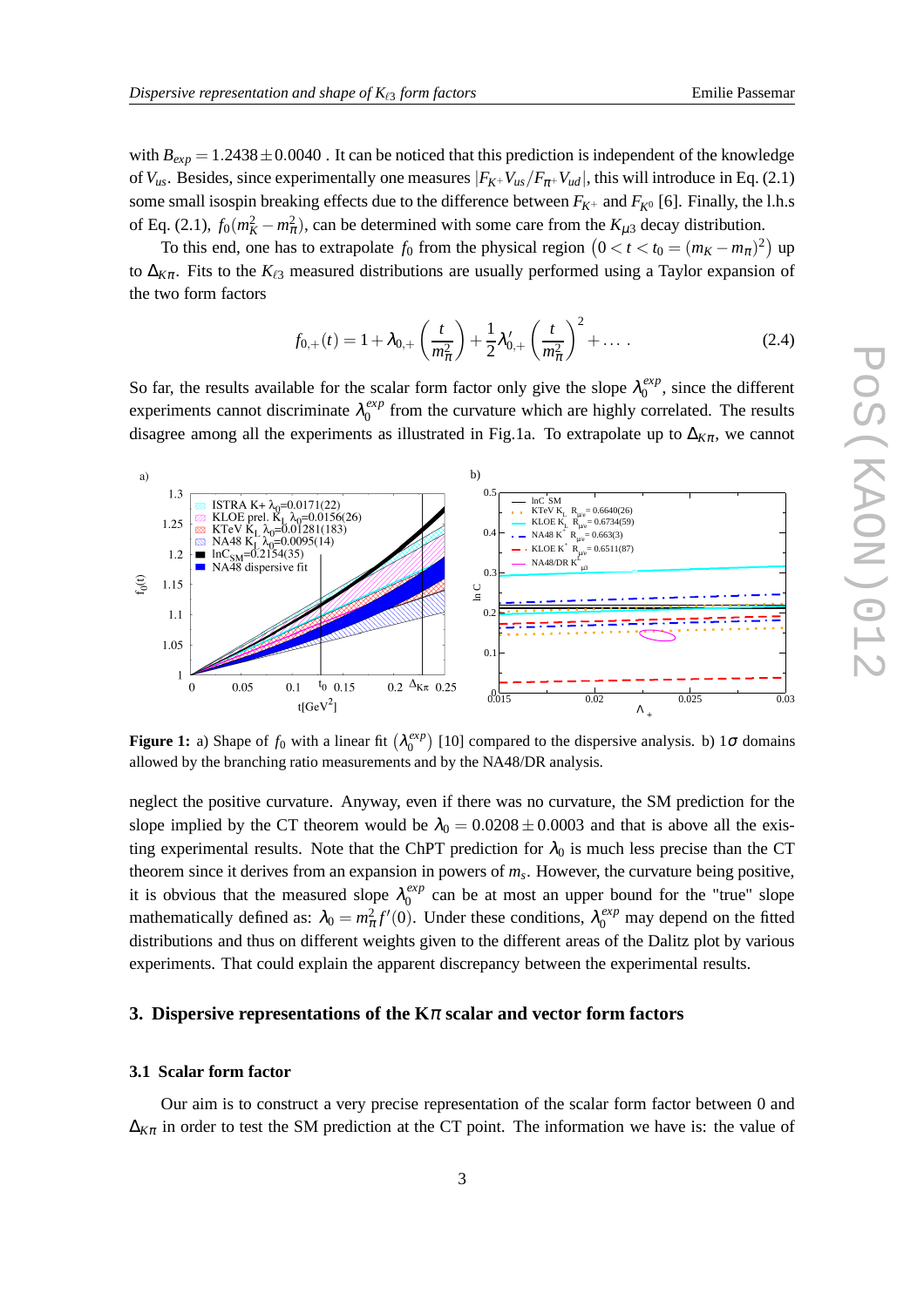with $B_{exp} = 1.2438 \pm 0.0040$ . It can be noticed that this prediction is independent of the knowledge of $V_{us}$. Besides, since experimentally one measures $|F_{K^+} V_{us}/F_{\pi^+} V_{ud}|$, this will introduce in Eq. (2.1) some small isospin breaking effects due to the difference between $F_{K^+}$ and $F_{K^0}$ [6]. Finally, the l.h.s of Eq. (2.1), $f_0(m_K^2 - m_\pi^2)$, can be determined with some care from the $K_{\mu 3}$ decay distribution.

To this end, one has to extrapolate $f_0$ from the physical region $\left(0 < t < t_0 = (m_K - m_\pi)^2\right)$ up to $\Delta_{K\pi}$. Fits to the $K_{\ell 3}$ measured distributions are usually performed using a Taylor expansion of the two form factors

$$f_{0,+}(t) = 1 + \lambda_{0,+}\left(\frac{t}{m_\pi^2}\right) + \frac{1}{2}\lambda'_{0,+}\left(\frac{t}{m_\pi^2}\right)^2 + \dots \,. \tag{2.4}$$

So far, the results available for the scalar form factor only give the slope $\lambda_0^{exp}$, since the different experiments cannot discriminate $\lambda_0^{exp}$ from the curvature which are highly correlated. The results disagree among all the experiments as illustrated in Fig.1a. To extrapolate up to $\Delta_{K\pi}$, we cannot

**Figure 1:** a) Shape of $f_0$ with a linear fit $\left(\lambda_0^{exp}\right)$ [10] compared to the dispersive analysis. b) $1\sigma$ domains allowed by the branching ratio measurements and by the NA48/DR analysis.

neglect the positive curvature. Anyway, even if there was no curvature, the SM prediction for the slope implied by the CT theorem would be $\lambda_0 = 0.0208 \pm 0.0003$ and that is above all the existing experimental results. Note that the ChPT prediction for $\lambda_0$ is much less precise than the CT theorem since it derives from an expansion in powers of $m_s$. However, the curvature being positive, it is obvious that the measured slope $\lambda_0^{exp}$ can be at most an upper bound for the "true" slope mathematically defined as: $\lambda_0 = m_\pi^2 f'(0)$. Under these conditions, $\lambda_0^{exp}$ may depend on the fitted distributions and thus on different weights given to the different areas of the Dalitz plot by various experiments. That could explain the apparent discrepancy between the experimental results.

## 3. Dispersive representations of the $K\pi$ scalar and vector form factors

### 3.1 Scalar form factor

Our aim is to construct a very precise representation of the scalar form factor between 0 and $\Delta_{K\pi}$ in order to test the SM prediction at the CT point. The information we have is: the value of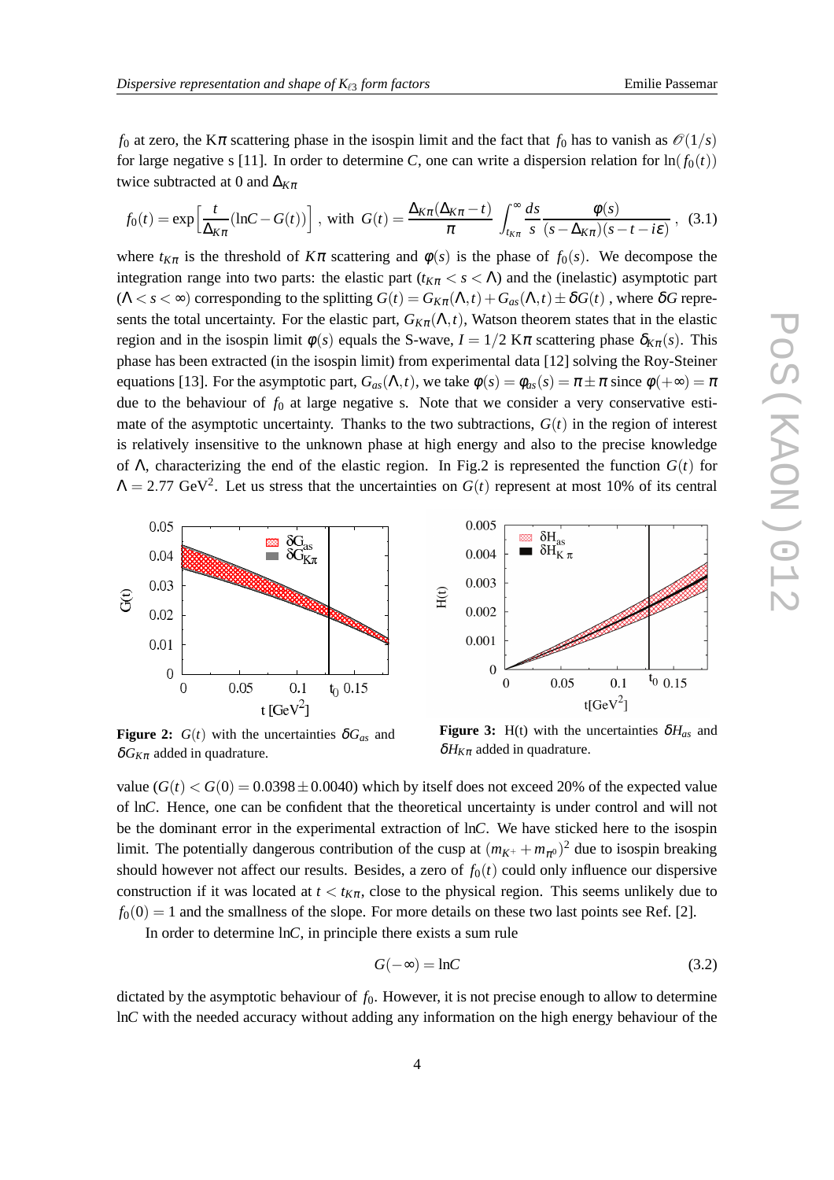$f_0$ at zero, the K$\pi$ scattering phase in the isospin limit and the fact that $f_0$ has to vanish as $\mathcal{O}(1/s)$ for large negative s [11]. In order to determine $C$, one can write a dispersion relation for $\ln(f_0(t))$ twice subtracted at 0 and $\Delta_{K\pi}$

$$f_0(t) = \exp\Big[\frac{t}{\Delta_{K\pi}}(\ln C - G(t))\Big]\ , \text{ with } G(t) = \frac{\Delta_{K\pi}(\Delta_{K\pi}-t)}{\pi}\int_{t_{K\pi}}^{\infty}\frac{ds}{s}\frac{\phi(s)}{(s-\Delta_{K\pi})(s-t-i\varepsilon)}\ , \tag{3.1}$$

where $t_{K\pi}$ is the threshold of $K\pi$ scattering and $\phi(s)$ is the phase of $f_0(s)$. We decompose the integration range into two parts: the elastic part ($t_{K\pi} < s < \Lambda$) and the (inelastic) asymptotic part ($\Lambda < s < \infty$) corresponding to the splitting $G(t) = G_{K\pi}(\Lambda,t) + G_{as}(\Lambda,t) \pm \delta G(t)$ , where $\delta G$ represents the total uncertainty. For the elastic part, $G_{K\pi}(\Lambda,t)$, Watson theorem states that in the elastic region and in the isospin limit $\phi(s)$ equals the S-wave, $I = 1/2$ K$\pi$ scattering phase $\delta_{K\pi}(s)$. This phase has been extracted (in the isospin limit) from experimental data [12] solving the Roy-Steiner equations [13]. For the asymptotic part, $G_{as}(\Lambda,t)$, we take $\phi(s) = \phi_{as}(s) = \pi \pm \pi$ since $\phi(+\infty) = \pi$ due to the behaviour of $f_0$ at large negative s. Note that we consider a very conservative estimate of the asymptotic uncertainty. Thanks to the two subtractions, $G(t)$ in the region of interest is relatively insensitive to the unknown phase at high energy and also to the precise knowledge of $\Lambda$, characterizing the end of the elastic region. In Fig.2 is represented the function $G(t)$ for $\Lambda = 2.77$ GeV$^2$. Let us stress that the uncertainties on $G(t)$ represent at most 10% of its central value ($G(t) < G(0) = 0.0398 \pm 0.0040$) which by itself does not exceed 20% of the expected value of $\ln C$. Hence, one can be confident that the theoretical uncertainty is under control and will not be the dominant error in the experimental extraction of $\ln C$. We have sticked here to the isospin limit. The potentially dangerous contribution of the cusp at $(m_{K^+} + m_{\pi^0})^2$ due to isospin breaking should however not affect our results. Besides, a zero of $f_0(t)$ could only influence our dispersive construction if it was located at $t < t_{K\pi}$, close to the physical region. This seems unlikely due to $f_0(0) = 1$ and the smallness of the slope. For more details on these two last points see Ref. [2].

**Figure 2:** $G(t)$ with the uncertainties $\delta G_{as}$ and $\delta G_{K\pi}$ added in quadrature.

**Figure 3:** H(t) with the uncertainties $\delta H_{as}$ and $\delta H_{K\pi}$ added in quadrature.

In order to determine $\ln C$, in principle there exists a sum rule

$$G(-\infty) = \ln C \tag{3.2}$$

dictated by the asymptotic behaviour of $f_0$. However, it is not precise enough to allow to determine $\ln C$ with the needed accuracy without adding any information on the high energy behaviour of the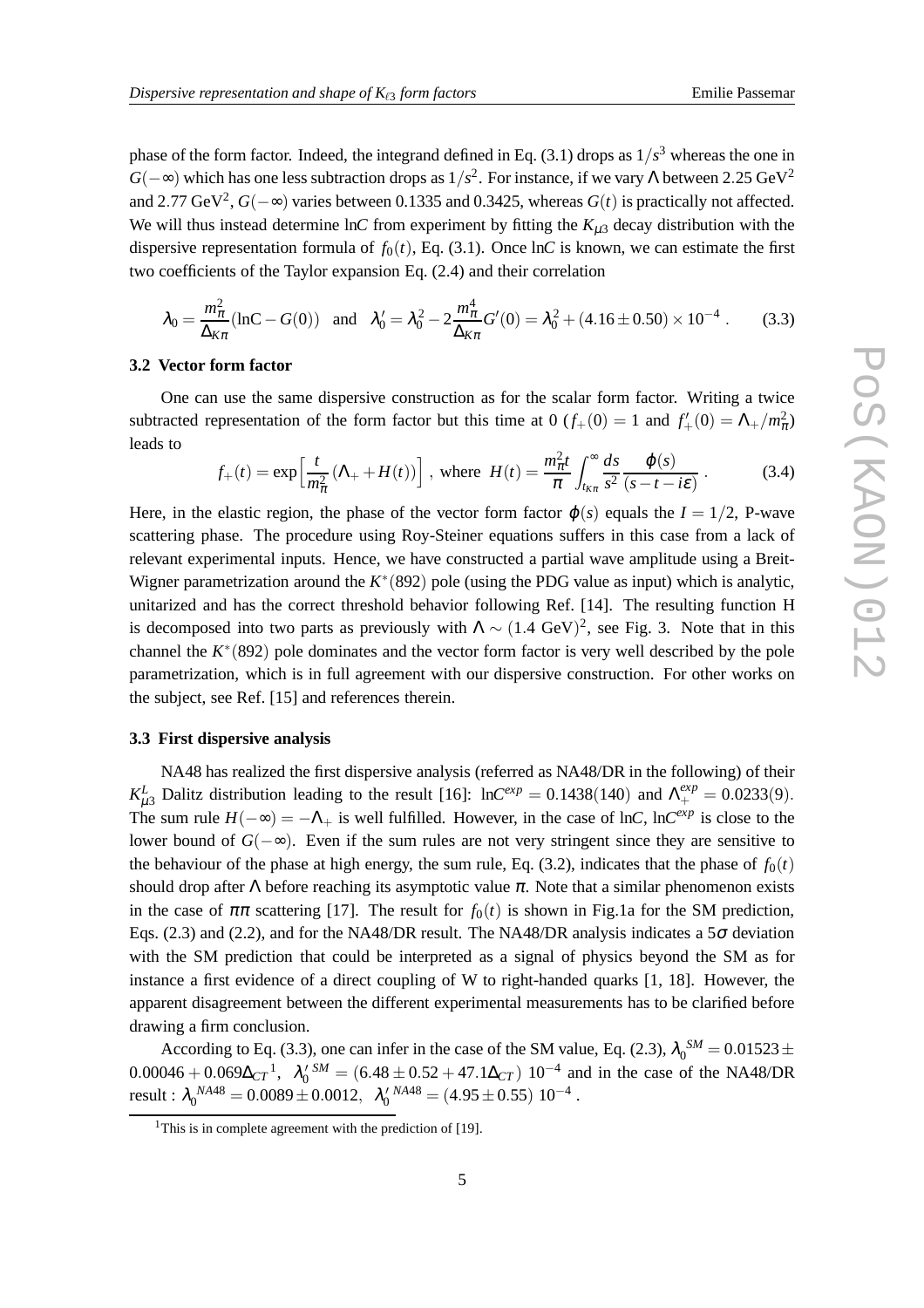phase of the form factor. Indeed, the integrand defined in Eq. (3.1) drops as $1/s^3$ whereas the one in $G(-\infty)$ which has one less subtraction drops as $1/s^2$. For instance, if we vary $\Lambda$ between 2.25 GeV$^2$ and 2.77 GeV$^2$, $G(-\infty)$ varies between 0.1335 and 0.3425, whereas $G(t)$ is practically not affected. We will thus instead determine ln$C$ from experiment by fitting the $K_{\mu 3}$ decay distribution with the dispersive representation formula of $f_0(t)$, Eq. (3.1). Once ln$C$ is known, we can estimate the first two coefficients of the Taylor expansion Eq. (2.4) and their correlation

$$\lambda_0 = \frac{m_\pi^2}{\Delta_{K\pi}}(\ln C - G(0)) \quad \text{and} \quad \lambda_0' = \lambda_0^2 - 2\frac{m_\pi^4}{\Delta_{K\pi}} G'(0) = \lambda_0^2 + (4.16 \pm 0.50) \times 10^{-4} \,. \tag{3.3}$$

### 3.2 Vector form factor

One can use the same dispersive construction as for the scalar form factor. Writing a twice subtracted representation of the form factor but this time at 0 ($f_+(0) = 1$ and $f_+'(0) = \Lambda_+/m_\pi^2$) leads to

$$f_+(t) = \exp\Big[\frac{t}{m_\pi^2}(\Lambda_+ + H(t))\Big] \,, \text{ where } H(t) = \frac{m_\pi^2 t}{\pi}\int_{t_{K\pi}}^{\infty}\frac{ds}{s^2}\frac{\varphi(s)}{(s-t-i\varepsilon)} \,. \tag{3.4}$$

Here, in the elastic region, the phase of the vector form factor $\varphi(s)$ equals the $I = 1/2$, P-wave scattering phase. The procedure using Roy-Steiner equations suffers in this case from a lack of relevant experimental inputs. Hence, we have constructed a partial wave amplitude using a Breit-Wigner parametrization around the $K^*(892)$ pole (using the PDG value as input) which is analytic, unitarized and has the correct threshold behavior following Ref. [14]. The resulting function H is decomposed into two parts as previously with $\Lambda \sim (1.4 \text{ GeV})^2$, see Fig. 3. Note that in this channel the $K^*(892)$ pole dominates and the vector form factor is very well described by the pole parametrization, which is in full agreement with our dispersive construction. For other works on the subject, see Ref. [15] and references therein.

### 3.3 First dispersive analysis

NA48 has realized the first dispersive analysis (referred as NA48/DR in the following) of their $K_{\mu 3}^L$ Dalitz distribution leading to the result [16]: $\ln C^{exp} = 0.1438(140)$ and $\Lambda_+^{exp} = 0.0233(9)$. The sum rule $H(-\infty) = -\Lambda_+$ is well fulfilled. However, in the case of ln$C$, $\ln C^{exp}$ is close to the lower bound of $G(-\infty)$. Even if the sum rules are not very stringent since they are sensitive to the behaviour of the phase at high energy, the sum rule, Eq. (3.2), indicates that the phase of $f_0(t)$ should drop after $\Lambda$ before reaching its asymptotic value $\pi$. Note that a similar phenomenon exists in the case of $\pi\pi$ scattering [17]. The result for $f_0(t)$ is shown in Fig.1a for the SM prediction, Eqs. (2.3) and (2.2), and for the NA48/DR result. The NA48/DR analysis indicates a $5\sigma$ deviation with the SM prediction that could be interpreted as a signal of physics beyond the SM as for instance a first evidence of a direct coupling of W to right-handed quarks [1, 18]. However, the apparent disagreement between the different experimental measurements has to be clarified before drawing a firm conclusion.

According to Eq. (3.3), one can infer in the case of the SM value, Eq. (2.3), $\lambda_0^{SM} = 0.01523 \pm 0.00046 + 0.069\Delta_{CT}$[1], $\lambda_0'^{\,SM} = (6.48 \pm 0.52 + 47.1\Delta_{CT})\ 10^{-4}$ and in the case of the NA48/DR result : $\lambda_0^{NA48} = 0.0089 \pm 0.0012$, $\lambda_0'^{\,NA48} = (4.95 \pm 0.55)\ 10^{-4}$ .

[1] This is in complete agreement with the prediction of [19].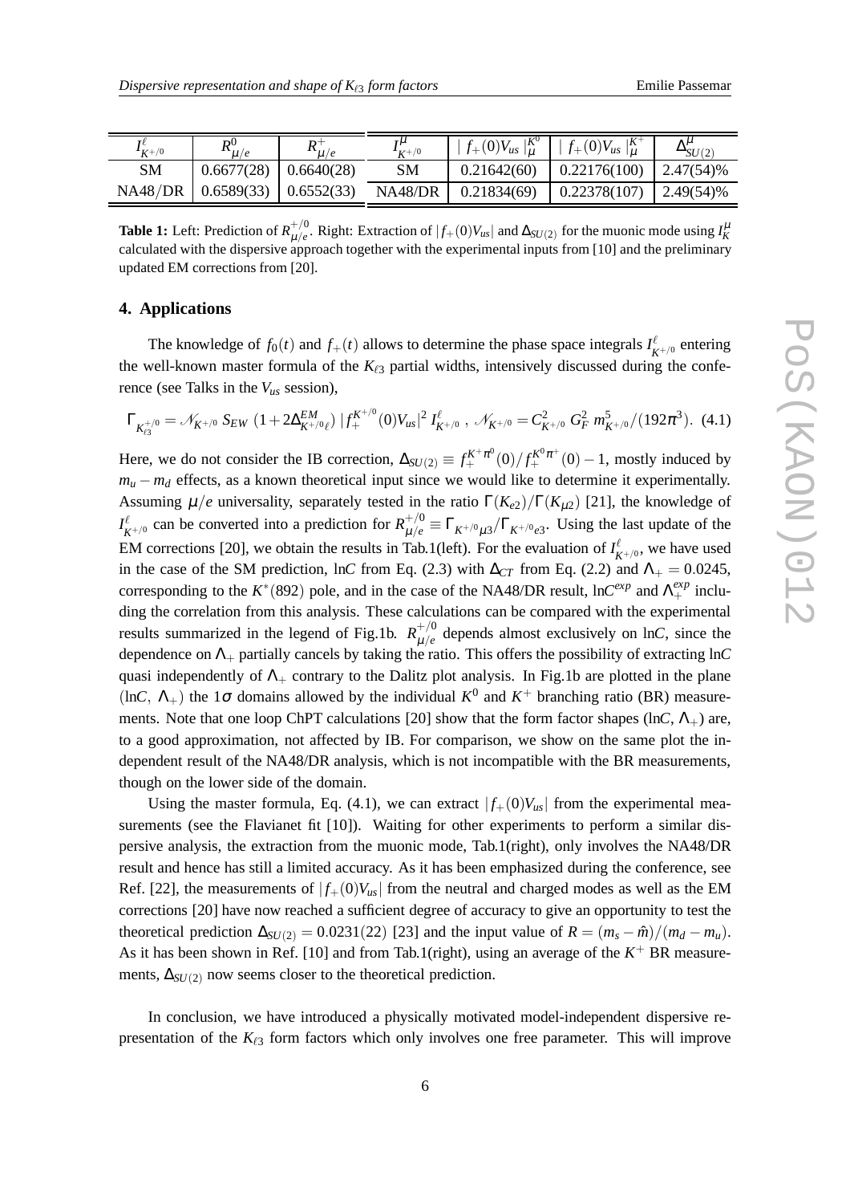| $I^{\ell}_{K^{+/0}}$ | $R^{0}_{\mu/e}$ | $R^{+}_{\mu/e}$ | $I^{\mu}_{K^{+/0}}$ | $\mid f_+(0)V_{us}\mid^{K^0}_{\mu}$ | $\mid f_+(0)V_{us}\mid^{K^+}_{\mu}$ | $\Delta^{\mu}_{SU(2)}$ |
|---|---|---|---|---|---|---|
| SM | 0.6677(28) | 0.6640(28) | SM | 0.21642(60) | 0.22176(100) | 2.47(54)% |
| NA48/DR | 0.6589(33) | 0.6552(33) | NA48/DR | 0.21834(69) | 0.22378(107) | 2.49(54)% |

**Table 1:** Left: Prediction of $R^{+/0}_{\mu/e}$. Right: Extraction of $|f_+(0)V_{us}|$ and $\Delta_{SU(2)}$ for the muonic mode using $I^{\mu}_{K}$ calculated with the dispersive approach together with the experimental inputs from [10] and the preliminary updated EM corrections from [20].

## 4. Applications

The knowledge of $f_0(t)$ and $f_+(t)$ allows to determine the phase space integrals $I^{\ell}_{K^{+/0}}$ entering the well-known master formula of the $K_{\ell 3}$ partial widths, intensively discussed during the conference (see Talks in the $V_{us}$ session),

$$\Gamma_{K^{+/0}_{\ell 3}} = \mathcal{N}_{K^{+/0}}\, S_{EW}\, (1+2\Delta^{EM}_{K^{+/0}\ell})\, |f^{K^{+/0}}_{+}(0)V_{us}|^2\, I^{\ell}_{K^{+/0}}\,,\ \mathcal{N}_{K^{+/0}} = C^2_{K^{+/0}}\, G^2_F\, m^5_{K^{+/0}}/(192\pi^3). \quad (4.1)$$

Here, we do not consider the IB correction, $\Delta_{SU(2)} \equiv f^{K^+\pi^0}_{+}(0)/f^{K^0\pi^+}_{+}(0)-1$, mostly induced by $m_u - m_d$ effects, as a known theoretical input since we would like to determine it experimentally. Assuming $\mu/e$ universality, separately tested in the ratio $\Gamma(K_{e2})/\Gamma(K_{\mu 2})$ [21], the knowledge of $I^{\ell}_{K^{+/0}}$ can be converted into a prediction for $R^{+/0}_{\mu/e} \equiv \Gamma_{K^{+/0}\mu 3}/\Gamma_{K^{+/0}e3}$. Using the last update of the EM corrections [20], we obtain the results in Tab.1(left). For the evaluation of $I^{\ell}_{K^{+/0}}$, we have used in the case of the SM prediction, ln$C$ from Eq. (2.3) with $\Delta_{CT}$ from Eq. (2.2) and $\Lambda_+ = 0.0245$, corresponding to the $K^*(892)$ pole, and in the case of the NA48/DR result, ln$C^{exp}$ and $\Lambda^{exp}_{+}$ including the correlation from this analysis. These calculations can be compared with the experimental results summarized in the legend of Fig.1b. $R^{+/0}_{\mu/e}$ depends almost exclusively on ln$C$, since the dependence on $\Lambda_+$ partially cancels by taking the ratio. This offers the possibility of extracting ln$C$ quasi independently of $\Lambda_+$ contrary to the Dalitz plot analysis. In Fig.1b are plotted in the plane (ln$C$, $\Lambda_+$) the $1\sigma$ domains allowed by the individual $K^0$ and $K^+$ branching ratio (BR) measurements. Note that one loop ChPT calculations [20] show that the form factor shapes (ln$C$, $\Lambda_+$) are, to a good approximation, not affected by IB. For comparison, we show on the same plot the independent result of the NA48/DR analysis, which is not incompatible with the BR measurements, though on the lower side of the domain.

Using the master formula, Eq. (4.1), we can extract $|f_+(0)V_{us}|$ from the experimental measurements (see the Flavianet fit [10]). Waiting for other experiments to perform a similar dispersive analysis, the extraction from the muonic mode, Tab.1(right), only involves the NA48/DR result and hence has still a limited accuracy. As it has been emphasized during the conference, see Ref. [22], the measurements of $|f_+(0)V_{us}|$ from the neutral and charged modes as well as the EM corrections [20] have now reached a sufficient degree of accuracy to give an opportunity to test the theoretical prediction $\Delta_{SU(2)} = 0.0231(22)$ [23] and the input value of $R = (m_s - \hat{m})/(m_d - m_u)$. As it has been shown in Ref. [10] and from Tab.1(right), using an average of the $K^+$ BR measurements, $\Delta_{SU(2)}$ now seems closer to the theoretical prediction.

In conclusion, we have introduced a physically motivated model-independent dispersive representation of the $K_{\ell 3}$ form factors which only involves one free parameter. This will improve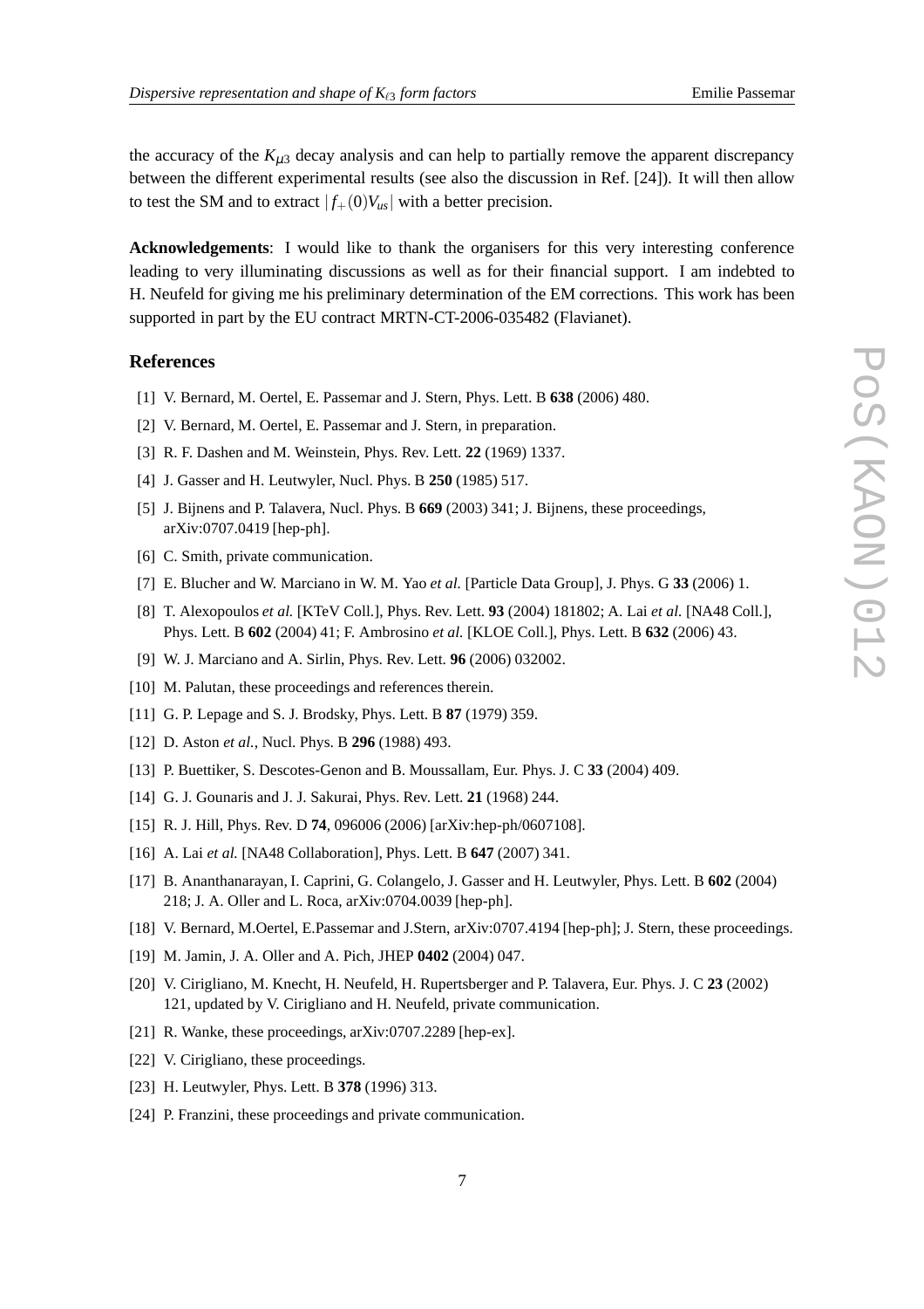the accuracy of the $K_{\mu 3}$ decay analysis and can help to partially remove the apparent discrepancy between the different experimental results (see also the discussion in Ref. [24]). It will then allow to test the SM and to extract $|f_+(0)V_{us}|$ with a better precision.

**Acknowledgements**: I would like to thank the organisers for this very interesting conference leading to very illuminating discussions as well as for their financial support. I am indebted to H. Neufeld for giving me his preliminary determination of the EM corrections. This work has been supported in part by the EU contract MRTN-CT-2006-035482 (Flavianet).

## References

[1] V. Bernard, M. Oertel, E. Passemar and J. Stern, Phys. Lett. B **638** (2006) 480.

[2] V. Bernard, M. Oertel, E. Passemar and J. Stern, in preparation.

[3] R. F. Dashen and M. Weinstein, Phys. Rev. Lett. **22** (1969) 1337.

[4] J. Gasser and H. Leutwyler, Nucl. Phys. B **250** (1985) 517.

[5] J. Bijnens and P. Talavera, Nucl. Phys. B **669** (2003) 341; J. Bijnens, these proceedings, arXiv:0707.0419 [hep-ph].

[6] C. Smith, private communication.

[7] E. Blucher and W. Marciano in W. M. Yao *et al.* [Particle Data Group], J. Phys. G **33** (2006) 1.

[8] T. Alexopoulos *et al.* [KTeV Coll.], Phys. Rev. Lett. **93** (2004) 181802; A. Lai *et al.* [NA48 Coll.], Phys. Lett. B **602** (2004) 41; F. Ambrosino *et al.* [KLOE Coll.], Phys. Lett. B **632** (2006) 43.

[9] W. J. Marciano and A. Sirlin, Phys. Rev. Lett. **96** (2006) 032002.

[10] M. Palutan, these proceedings and references therein.

[11] G. P. Lepage and S. J. Brodsky, Phys. Lett. B **87** (1979) 359.

[12] D. Aston *et al.*, Nucl. Phys. B **296** (1988) 493.

[13] P. Buettiker, S. Descotes-Genon and B. Moussallam, Eur. Phys. J. C **33** (2004) 409.

[14] G. J. Gounaris and J. J. Sakurai, Phys. Rev. Lett. **21** (1968) 244.

[15] R. J. Hill, Phys. Rev. D **74**, 096006 (2006) [arXiv:hep-ph/0607108].

[16] A. Lai *et al.* [NA48 Collaboration], Phys. Lett. B **647** (2007) 341.

[17] B. Ananthanarayan, I. Caprini, G. Colangelo, J. Gasser and H. Leutwyler, Phys. Lett. B **602** (2004) 218; J. A. Oller and L. Roca, arXiv:0704.0039 [hep-ph].

[18] V. Bernard, M.Oertel, E.Passemar and J.Stern, arXiv:0707.4194 [hep-ph]; J. Stern, these proceedings.

[19] M. Jamin, J. A. Oller and A. Pich, JHEP **0402** (2004) 047.

[20] V. Cirigliano, M. Knecht, H. Neufeld, H. Rupertsberger and P. Talavera, Eur. Phys. J. C **23** (2002) 121, updated by V. Cirigliano and H. Neufeld, private communication.

[21] R. Wanke, these proceedings, arXiv:0707.2289 [hep-ex].

[22] V. Cirigliano, these proceedings.

[23] H. Leutwyler, Phys. Lett. B **378** (1996) 313.

[24] P. Franzini, these proceedings and private communication.